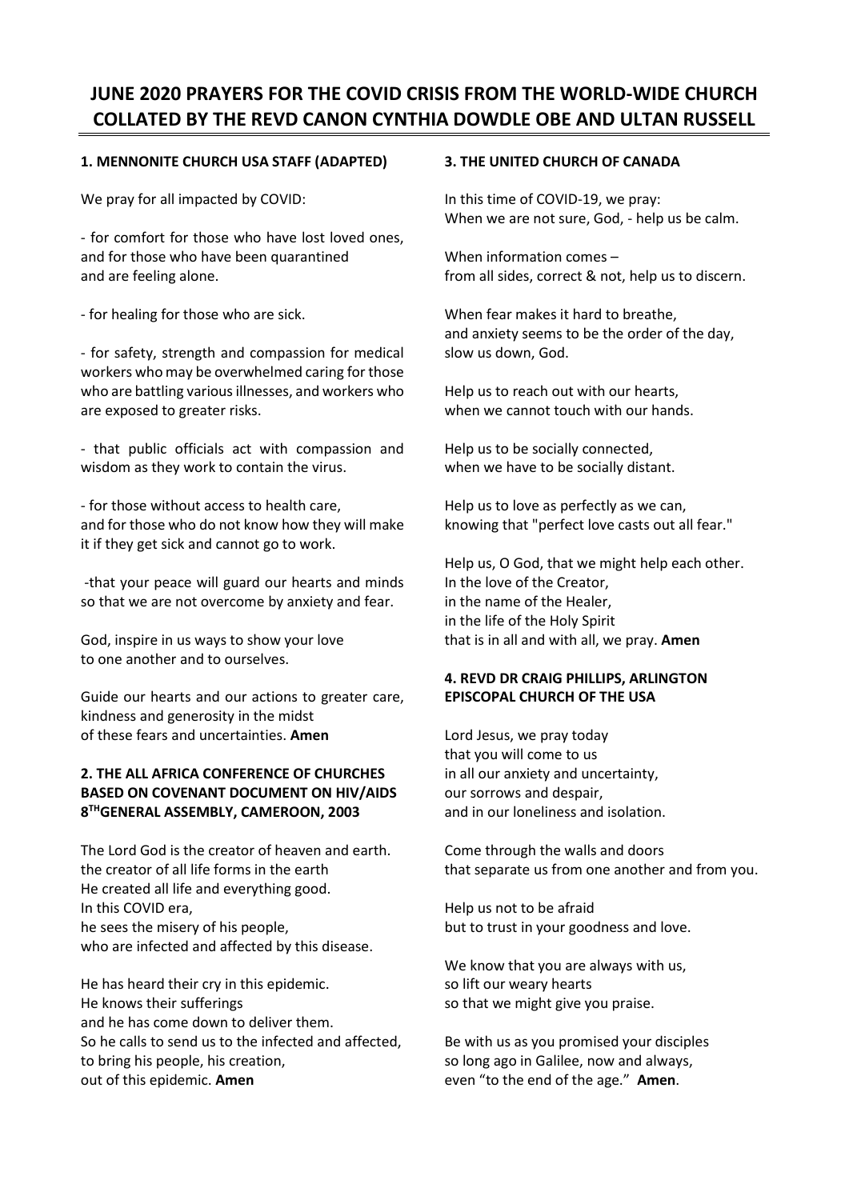# JUNE 2020 PRAYERS FOR THE COVID CRISIS FROM THE WORLD-WIDE CHURCH COLLATED BY THE REVD CANON CYNTHIA DOWDLE OBE AND ULTAN RUSSELL

### 1. MENNONITE CHURCH USA STAFF (ADAPTED)

We pray for all impacted by COVID:

- for comfort for those who have lost loved ones, and for those who have been quarantined and are feeling alone.

- for healing for those who are sick.

- for safety, strength and compassion for medical workers who may be overwhelmed caring for those who are battling various illnesses, and workers who are exposed to greater risks.

- that public officials act with compassion and wisdom as they work to contain the virus.

- for those without access to health care, and for those who do not know how they will make it if they get sick and cannot go to work.

-that your peace will guard our hearts and minds so that we are not overcome by anxiety and fear.

God, inspire in us ways to show your love
to one another and to ourselves.

Guide our hearts and our actions to greater care, kindness and generosity in the midst
of these fears and uncertainties. **Amen**

### 2. THE ALL AFRICA CONFERENCE OF CHURCHES BASED ON COVENANT DOCUMENT ON HIV/AIDS 8TH GENERAL ASSEMBLY, CAMEROON, 2003

The Lord God is the creator of heaven and earth.
the creator of all life forms in the earth
He created all life and everything good.
In this COVID era,
he sees the misery of his people,
who are infected and affected by this disease.

He has heard their cry in this epidemic.
He knows their sufferings
and he has come down to deliver them.
So he calls to send us to the infected and affected,
to bring his people, his creation,
out of this epidemic. **Amen**

### 3. THE UNITED CHURCH OF CANADA

In this time of COVID-19, we pray:
When we are not sure, God, - help us be calm.

When information comes –
from all sides, correct & not, help us to discern.

When fear makes it hard to breathe,
and anxiety seems to be the order of the day,
slow us down, God.

Help us to reach out with our hearts,
when we cannot touch with our hands.

Help us to be socially connected,
when we have to be socially distant.

Help us to love as perfectly as we can,
knowing that "perfect love casts out all fear."

Help us, O God, that we might help each other.
In the love of the Creator,
in the name of the Healer,
in the life of the Holy Spirit
that is in all and with all, we pray. **Amen**

### 4. REVD DR CRAIG PHILLIPS, ARLINGTON EPISCOPAL CHURCH OF THE USA

Lord Jesus, we pray today
that you will come to us
in all our anxiety and uncertainty,
our sorrows and despair,
and in our loneliness and isolation.

Come through the walls and doors
that separate us from one another and from you.

Help us not to be afraid
but to trust in your goodness and love.

We know that you are always with us,
so lift our weary hearts
so that we might give you praise.

Be with us as you promised your disciples
so long ago in Galilee, now and always,
even "to the end of the age." **Amen**.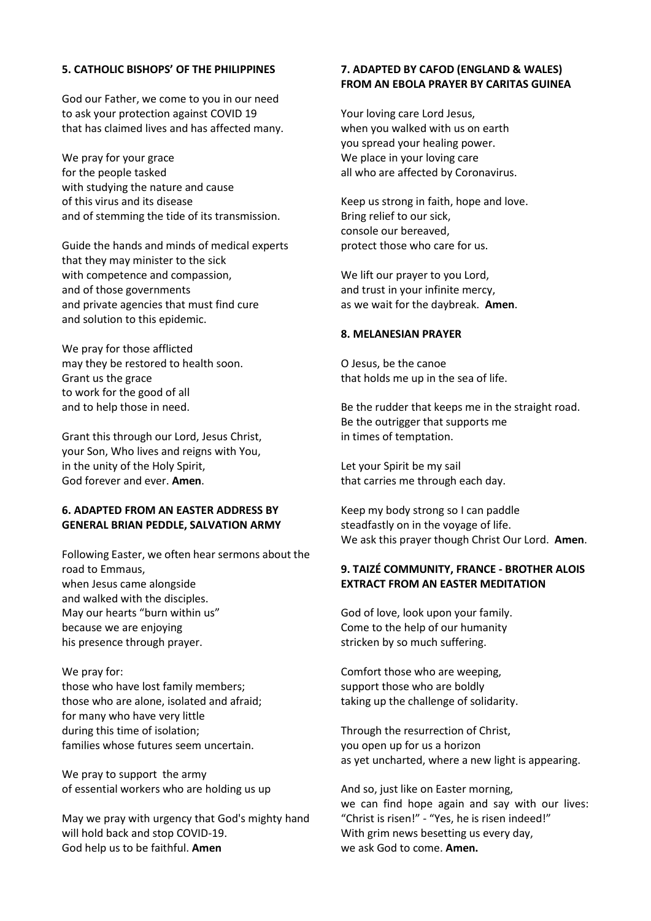**5. CATHOLIC BISHOPS' OF THE PHILIPPINES**

God our Father, we come to you in our need
to ask your protection against COVID 19
that has claimed lives and has affected many.

We pray for your grace
for the people tasked
with studying the nature and cause
of this virus and its disease
and of stemming the tide of its transmission.

Guide the hands and minds of medical experts
that they may minister to the sick
with competence and compassion,
and of those governments
and private agencies that must find cure
and solution to this epidemic.

We pray for those afflicted
may they be restored to health soon.
Grant us the grace
to work for the good of all
and to help those in need.

Grant this through our Lord, Jesus Christ,
your Son, Who lives and reigns with You,
in the unity of the Holy Spirit,
God forever and ever. **Amen**.

**6. ADAPTED FROM AN EASTER ADDRESS BY GENERAL BRIAN PEDDLE, SALVATION ARMY**

Following Easter, we often hear sermons about the road to Emmaus,
when Jesus came alongside
and walked with the disciples.
May our hearts "burn within us"
because we are enjoying
his presence through prayer.

We pray for:
those who have lost family members;
those who are alone, isolated and afraid;
for many who have very little
during this time of isolation;
families whose futures seem uncertain.

We pray to support the army
of essential workers who are holding us up

May we pray with urgency that God's mighty hand
will hold back and stop COVID-19.
God help us to be faithful. **Amen**

**7. ADAPTED BY CAFOD (ENGLAND & WALES) FROM AN EBOLA PRAYER BY CARITAS GUINEA**

Your loving care Lord Jesus,
when you walked with us on earth
you spread your healing power.
We place in your loving care
all who are affected by Coronavirus.

Keep us strong in faith, hope and love.
Bring relief to our sick,
console our bereaved,
protect those who care for us.

We lift our prayer to you Lord,
and trust in your infinite mercy,
as we wait for the daybreak. **Amen**.

**8. MELANESIAN PRAYER**

O Jesus, be the canoe
that holds me up in the sea of life.

Be the rudder that keeps me in the straight road.
Be the outrigger that supports me
in times of temptation.

Let your Spirit be my sail
that carries me through each day.

Keep my body strong so I can paddle
steadfastly on in the voyage of life.
We ask this prayer though Christ Our Lord. **Amen**.

**9. TAIZÉ COMMUNITY, FRANCE - BROTHER ALOIS EXTRACT FROM AN EASTER MEDITATION**

God of love, look upon your family.
Come to the help of our humanity
stricken by so much suffering.

Comfort those who are weeping,
support those who are boldly
taking up the challenge of solidarity.

Through the resurrection of Christ,
you open up for us a horizon
as yet uncharted, where a new light is appearing.

And so, just like on Easter morning,
we can find hope again and say with our lives:
"Christ is risen!" - "Yes, he is risen indeed!"
With grim news besetting us every day,
we ask God to come. **Amen.**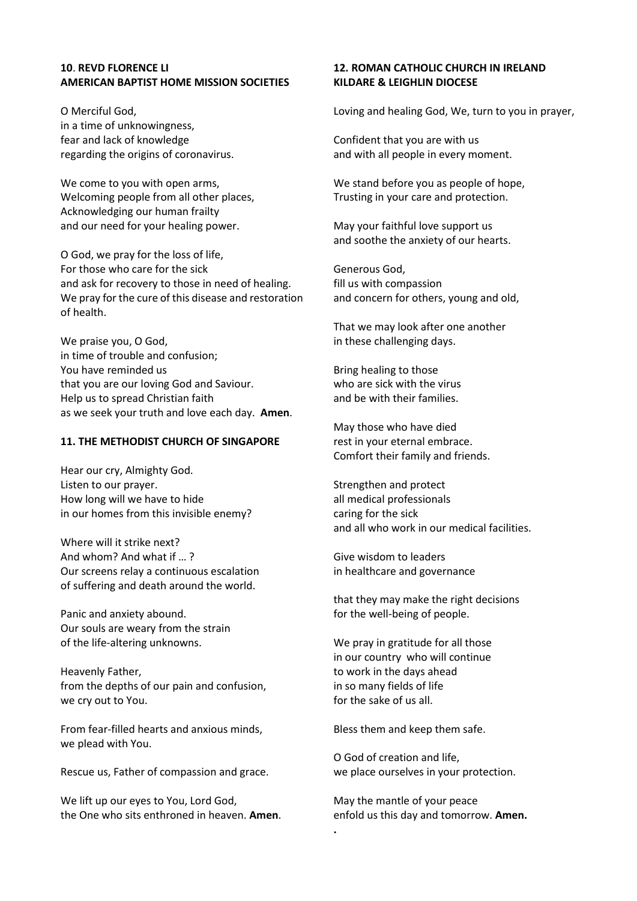**10**. **REVD FLORENCE LI**
**AMERICAN BAPTIST HOME MISSION SOCIETIES**

O Merciful God,
in a time of unknowingness,
fear and lack of knowledge
regarding the origins of coronavirus.

We come to you with open arms,
Welcoming people from all other places,
Acknowledging our human frailty
and our need for your healing power.

O God, we pray for the loss of life,
For those who care for the sick
and ask for recovery to those in need of healing.
We pray for the cure of this disease and restoration of health.

We praise you, O God,
in time of trouble and confusion;
You have reminded us
that you are our loving God and Saviour.
Help us to spread Christian faith
as we seek your truth and love each day. **Amen**.

**11. THE METHODIST CHURCH OF SINGAPORE**

Hear our cry, Almighty God.
Listen to our prayer.
How long will we have to hide
in our homes from this invisible enemy?

Where will it strike next?
And whom? And what if … ?
Our screens relay a continuous escalation
of suffering and death around the world.

Panic and anxiety abound.
Our souls are weary from the strain
of the life-altering unknowns.

Heavenly Father,
from the depths of our pain and confusion,
we cry out to You.

From fear-filled hearts and anxious minds,
we plead with You.

Rescue us, Father of compassion and grace.

We lift up our eyes to You, Lord God,
the One who sits enthroned in heaven. **Amen**.

**12. ROMAN CATHOLIC CHURCH IN IRELAND**
**KILDARE & LEIGHLIN DIOCESE**

Loving and healing God, We, turn to you in prayer,

Confident that you are with us
and with all people in every moment.

We stand before you as people of hope,
Trusting in your care and protection.

May your faithful love support us
and soothe the anxiety of our hearts.

Generous God,
fill us with compassion
and concern for others, young and old,

That we may look after one another
in these challenging days.

Bring healing to those
who are sick with the virus
and be with their families.

May those who have died
rest in your eternal embrace.
Comfort their family and friends.

Strengthen and protect
all medical professionals
caring for the sick
and all who work in our medical facilities.

Give wisdom to leaders
in healthcare and governance

that they may make the right decisions
for the well-being of people.

We pray in gratitude for all those
in our country who will continue
to work in the days ahead
in so many fields of life
for the sake of us all.

Bless them and keep them safe.

O God of creation and life,
we place ourselves in your protection.

May the mantle of your peace
enfold us this day and tomorrow. **Amen.**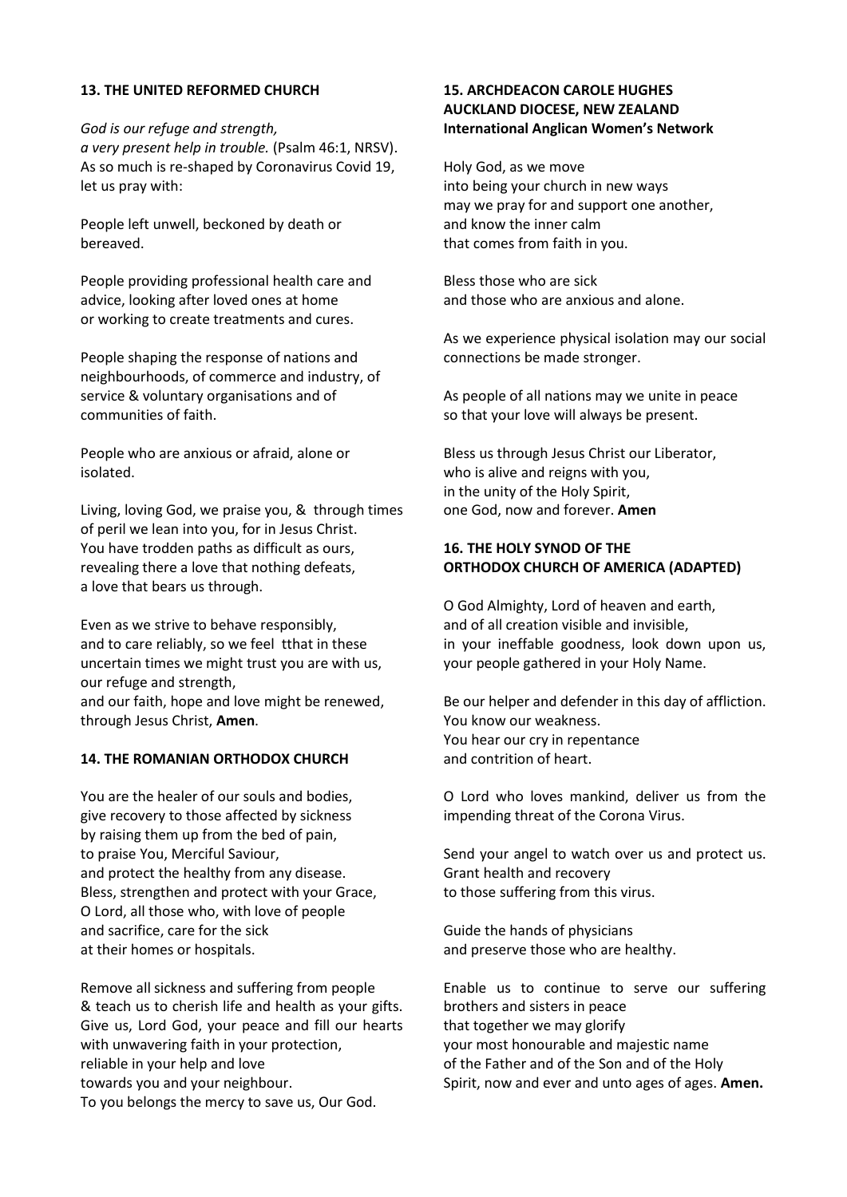### 13. THE UNITED REFORMED CHURCH

*God is our refuge and strength,*
*a very present help in trouble.* (Psalm 46:1, NRSV).
As so much is re-shaped by Coronavirus Covid 19, let us pray with:

People left unwell, beckoned by death or bereaved.

People providing professional health care and advice, looking after loved ones at home or working to create treatments and cures.

People shaping the response of nations and neighbourhoods, of commerce and industry, of service & voluntary organisations and of communities of faith.

People who are anxious or afraid, alone or isolated.

Living, loving God, we praise you, & through times of peril we lean into you, for in Jesus Christ.
You have trodden paths as difficult as ours,
revealing there a love that nothing defeats,
a love that bears us through.

Even as we strive to behave responsibly,
and to care reliably, so we feel tthat in these uncertain times we might trust you are with us,
our refuge and strength,
and our faith, hope and love might be renewed, through Jesus Christ, **Amen**.

### 14. THE ROMANIAN ORTHODOX CHURCH

You are the healer of our souls and bodies,
give recovery to those affected by sickness
by raising them up from the bed of pain,
to praise You, Merciful Saviour,
and protect the healthy from any disease.
Bless, strengthen and protect with your Grace,
O Lord, all those who, with love of people
and sacrifice, care for the sick
at their homes or hospitals.

Remove all sickness and suffering from people
& teach us to cherish life and health as your gifts.
Give us, Lord God, your peace and fill our hearts with unwavering faith in your protection,
reliable in your help and love
towards you and your neighbour.
To you belongs the mercy to save us, Our God.

### 15. ARCHDEACON CAROLE HUGHES AUCKLAND DIOCESE, NEW ZEALAND International Anglican Women's Network

Holy God, as we move
into being your church in new ways
may we pray for and support one another,
and know the inner calm
that comes from faith in you.

Bless those who are sick
and those who are anxious and alone.

As we experience physical isolation may our social connections be made stronger.

As people of all nations may we unite in peace
so that your love will always be present.

Bless us through Jesus Christ our Liberator,
who is alive and reigns with you,
in the unity of the Holy Spirit,
one God, now and forever. **Amen**

### 16. THE HOLY SYNOD OF THE ORTHODOX CHURCH OF AMERICA (ADAPTED)

O God Almighty, Lord of heaven and earth,
and of all creation visible and invisible,
in your ineffable goodness, look down upon us,
your people gathered in your Holy Name.

Be our helper and defender in this day of affliction.
You know our weakness.
You hear our cry in repentance
and contrition of heart.

O Lord who loves mankind, deliver us from the impending threat of the Corona Virus.

Send your angel to watch over us and protect us.
Grant health and recovery
to those suffering from this virus.

Guide the hands of physicians
and preserve those who are healthy.

Enable us to continue to serve our suffering brothers and sisters in peace
that together we may glorify
your most honourable and majestic name
of the Father and of the Son and of the Holy Spirit, now and ever and unto ages of ages. **Amen.**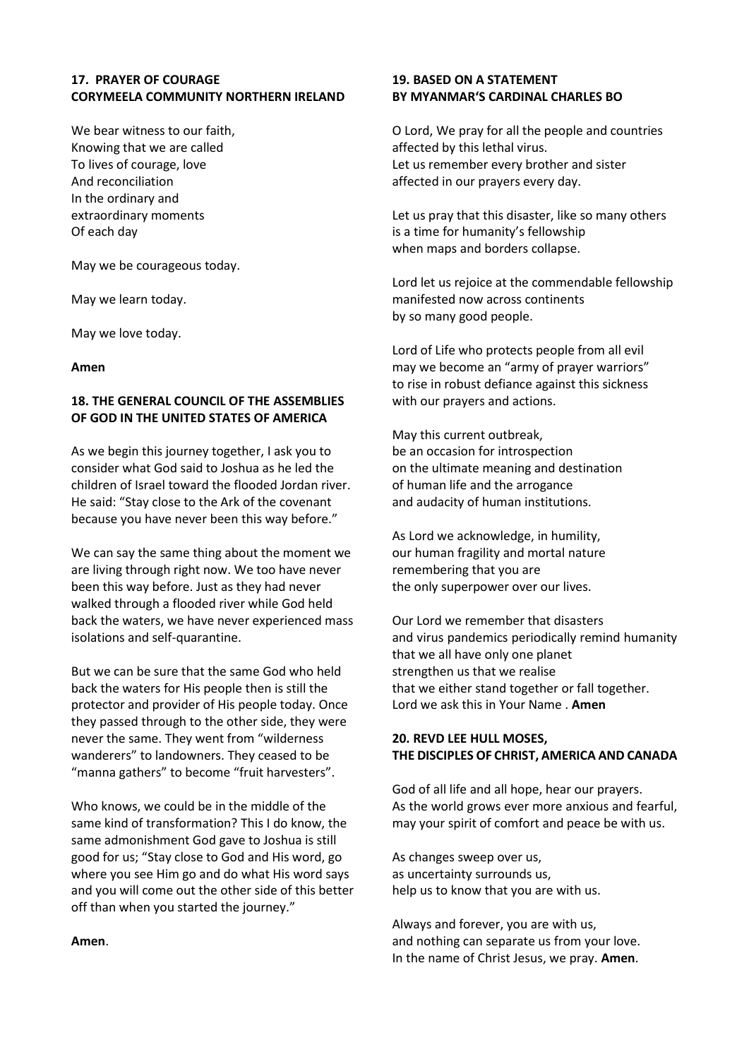### 17. PRAYER OF COURAGE CORYMEELA COMMUNITY NORTHERN IRELAND

We bear witness to our faith,
Knowing that we are called
To lives of courage, love
And reconciliation
In the ordinary and
extraordinary moments
Of each day

May we be courageous today.

May we learn today.

May we love today.

**Amen**

### 18. THE GENERAL COUNCIL OF THE ASSEMBLIES OF GOD IN THE UNITED STATES OF AMERICA

As we begin this journey together, I ask you to consider what God said to Joshua as he led the children of Israel toward the flooded Jordan river. He said: "Stay close to the Ark of the covenant because you have never been this way before."

We can say the same thing about the moment we are living through right now. We too have never been this way before. Just as they had never walked through a flooded river while God held back the waters, we have never experienced mass isolations and self-quarantine.

But we can be sure that the same God who held back the waters for His people then is still the protector and provider of His people today. Once they passed through to the other side, they were never the same. They went from "wilderness wanderers" to landowners. They ceased to be "manna gathers" to become "fruit harvesters".

Who knows, we could be in the middle of the same kind of transformation? This I do know, the same admonishment God gave to Joshua is still good for us; "Stay close to God and His word, go where you see Him go and do what His word says and you will come out the other side of this better off than when you started the journey."

**Amen**.

### 19. BASED ON A STATEMENT BY MYANMAR'S CARDINAL CHARLES BO

O Lord, We pray for all the people and countries
affected by this lethal virus.
Let us remember every brother and sister
affected in our prayers every day.

Let us pray that this disaster, like so many others
is a time for humanity's fellowship
when maps and borders collapse.

Lord let us rejoice at the commendable fellowship
manifested now across continents
by so many good people.

Lord of Life who protects people from all evil
may we become an "army of prayer warriors"
to rise in robust defiance against this sickness
with our prayers and actions.

May this current outbreak,
be an occasion for introspection
on the ultimate meaning and destination
of human life and the arrogance
and audacity of human institutions.

As Lord we acknowledge, in humility,
our human fragility and mortal nature
remembering that you are
the only superpower over our lives.

Our Lord we remember that disasters
and virus pandemics periodically remind humanity
that we all have only one planet
strengthen us that we realise
that we either stand together or fall together.
Lord we ask this in Your Name . **Amen**

### 20. REVD LEE HULL MOSES, THE DISCIPLES OF CHRIST, AMERICA AND CANADA

God of all life and all hope, hear our prayers.
As the world grows ever more anxious and fearful,
may your spirit of comfort and peace be with us.

As changes sweep over us,
as uncertainty surrounds us,
help us to know that you are with us.

Always and forever, you are with us,
and nothing can separate us from your love.
In the name of Christ Jesus, we pray. **Amen**.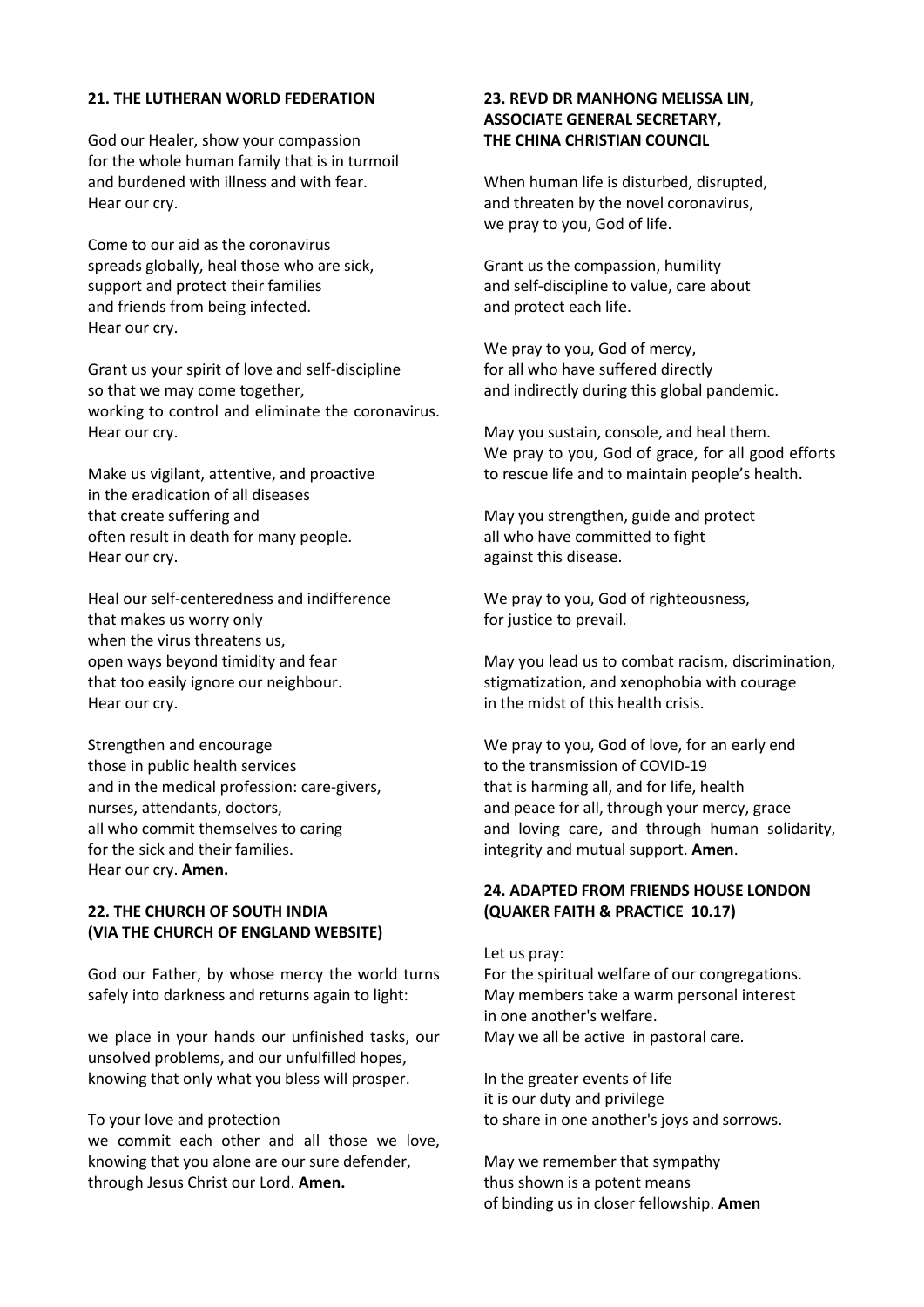### 21. THE LUTHERAN WORLD FEDERATION

God our Healer, show your compassion
for the whole human family that is in turmoil
and burdened with illness and with fear.
Hear our cry.

Come to our aid as the coronavirus
spreads globally, heal those who are sick,
support and protect their families
and friends from being infected.
Hear our cry.

Grant us your spirit of love and self-discipline
so that we may come together,
working to control and eliminate the coronavirus.
Hear our cry.

Make us vigilant, attentive, and proactive
in the eradication of all diseases
that create suffering and
often result in death for many people.
Hear our cry.

Heal our self-centeredness and indifference
that makes us worry only
when the virus threatens us,
open ways beyond timidity and fear
that too easily ignore our neighbour.
Hear our cry.

Strengthen and encourage
those in public health services
and in the medical profession: care-givers,
nurses, attendants, doctors,
all who commit themselves to caring
for the sick and their families.
Hear our cry. **Amen.**

### 22. THE CHURCH OF SOUTH INDIA (VIA THE CHURCH OF ENGLAND WEBSITE)

God our Father, by whose mercy the world turns safely into darkness and returns again to light:

we place in your hands our unfinished tasks, our unsolved problems, and our unfulfilled hopes, knowing that only what you bless will prosper.

To your love and protection
we commit each other and all those we love, knowing that you alone are our sure defender, through Jesus Christ our Lord. **Amen.**

### 23. REVD DR MANHONG MELISSA LIN, ASSOCIATE GENERAL SECRETARY, THE CHINA CHRISTIAN COUNCIL

When human life is disturbed, disrupted,
and threaten by the novel coronavirus,
we pray to you, God of life.

Grant us the compassion, humility
and self-discipline to value, care about
and protect each life.

We pray to you, God of mercy,
for all who have suffered directly
and indirectly during this global pandemic.

May you sustain, console, and heal them.
We pray to you, God of grace, for all good efforts
to rescue life and to maintain people's health.

May you strengthen, guide and protect
all who have committed to fight
against this disease.

We pray to you, God of righteousness,
for justice to prevail.

May you lead us to combat racism, discrimination,
stigmatization, and xenophobia with courage
in the midst of this health crisis.

We pray to you, God of love, for an early end
to the transmission of COVID-19
that is harming all, and for life, health
and peace for all, through your mercy, grace
and loving care, and through human solidarity,
integrity and mutual support. **Amen**.

### 24. ADAPTED FROM FRIENDS HOUSE LONDON (QUAKER FAITH & PRACTICE 10.17)

Let us pray:
For the spiritual welfare of our congregations.
May members take a warm personal interest
in one another's welfare.
May we all be active in pastoral care.

In the greater events of life
it is our duty and privilege
to share in one another's joys and sorrows.

May we remember that sympathy
thus shown is a potent means
of binding us in closer fellowship. **Amen**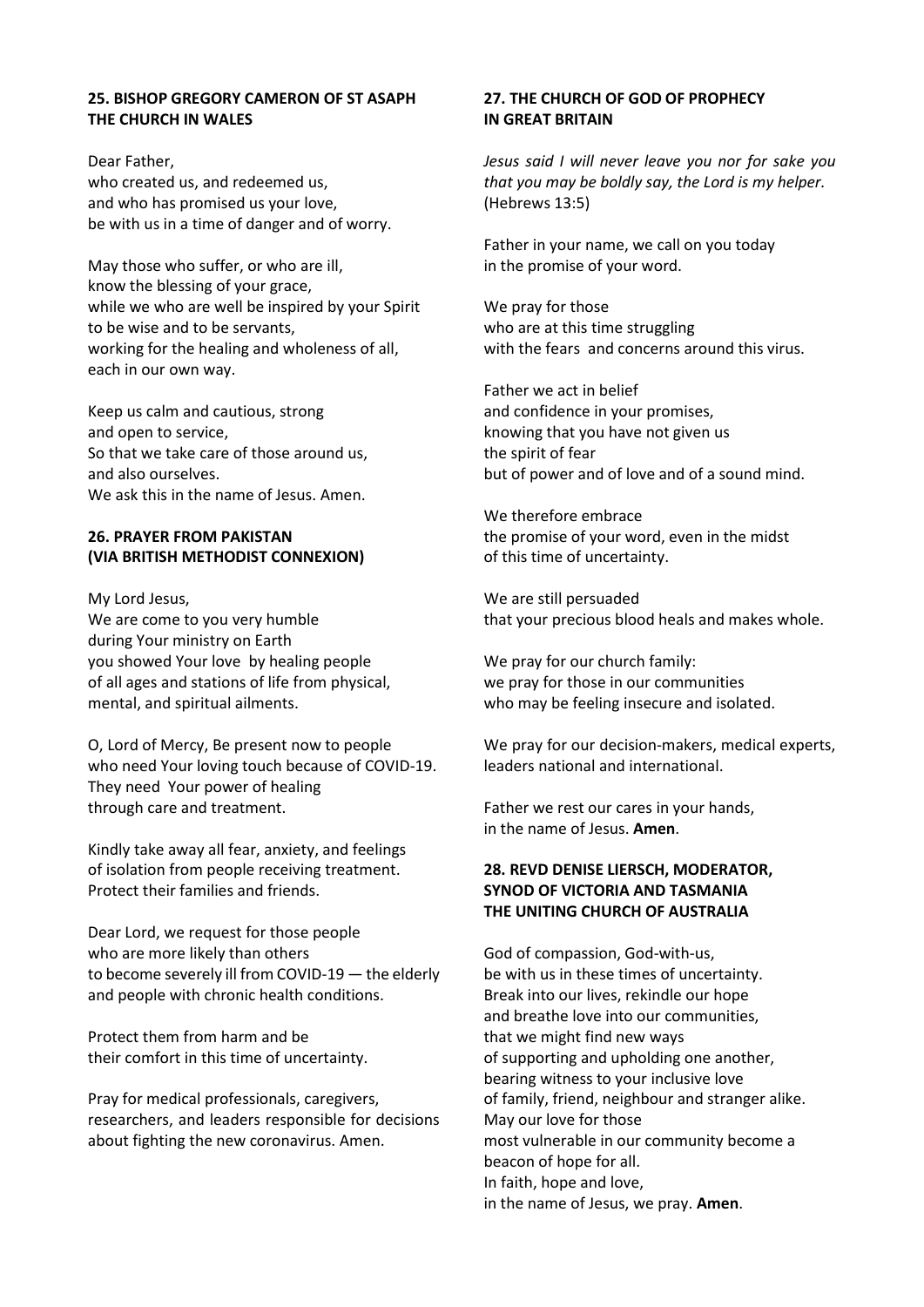## 25. BISHOP GREGORY CAMERON OF ST ASAPH THE CHURCH IN WALES

Dear Father,
who created us, and redeemed us,
and who has promised us your love,
be with us in a time of danger and of worry.

May those who suffer, or who are ill,
know the blessing of your grace,
while we who are well be inspired by your Spirit
to be wise and to be servants,
working for the healing and wholeness of all,
each in our own way.

Keep us calm and cautious, strong
and open to service,
So that we take care of those around us,
and also ourselves.
We ask this in the name of Jesus. Amen.

## 26. PRAYER FROM PAKISTAN (VIA BRITISH METHODIST CONNEXION)

My Lord Jesus,
We are come to you very humble
during Your ministry on Earth
you showed Your love by healing people
of all ages and stations of life from physical,
mental, and spiritual ailments.

O, Lord of Mercy, Be present now to people
who need Your loving touch because of COVID-19.
They need Your power of healing
through care and treatment.

Kindly take away all fear, anxiety, and feelings
of isolation from people receiving treatment.
Protect their families and friends.

Dear Lord, we request for those people
who are more likely than others
to become severely ill from COVID-19 — the elderly
and people with chronic health conditions.

Protect them from harm and be
their comfort in this time of uncertainty.

Pray for medical professionals, caregivers,
researchers, and leaders responsible for decisions
about fighting the new coronavirus. Amen.

## 27. THE CHURCH OF GOD OF PROPHECY IN GREAT BRITAIN

*Jesus said I will never leave you nor for sake you that you may be boldly say, the Lord is my helper.* (Hebrews 13:5)

Father in your name, we call on you today
in the promise of your word.

We pray for those
who are at this time struggling
with the fears and concerns around this virus.

Father we act in belief
and confidence in your promises,
knowing that you have not given us
the spirit of fear
but of power and of love and of a sound mind.

We therefore embrace
the promise of your word, even in the midst
of this time of uncertainty.

We are still persuaded
that your precious blood heals and makes whole.

We pray for our church family:
we pray for those in our communities
who may be feeling insecure and isolated.

We pray for our decision-makers, medical experts,
leaders national and international.

Father we rest our cares in your hands,
in the name of Jesus. **Amen**.

## 28. REVD DENISE LIERSCH, MODERATOR, SYNOD OF VICTORIA AND TASMANIA THE UNITING CHURCH OF AUSTRALIA

God of compassion, God-with-us,
be with us in these times of uncertainty.
Break into our lives, rekindle our hope
and breathe love into our communities,
that we might find new ways
of supporting and upholding one another,
bearing witness to your inclusive love
of family, friend, neighbour and stranger alike.
May our love for those
most vulnerable in our community become a
beacon of hope for all.
In faith, hope and love,
in the name of Jesus, we pray. **Amen**.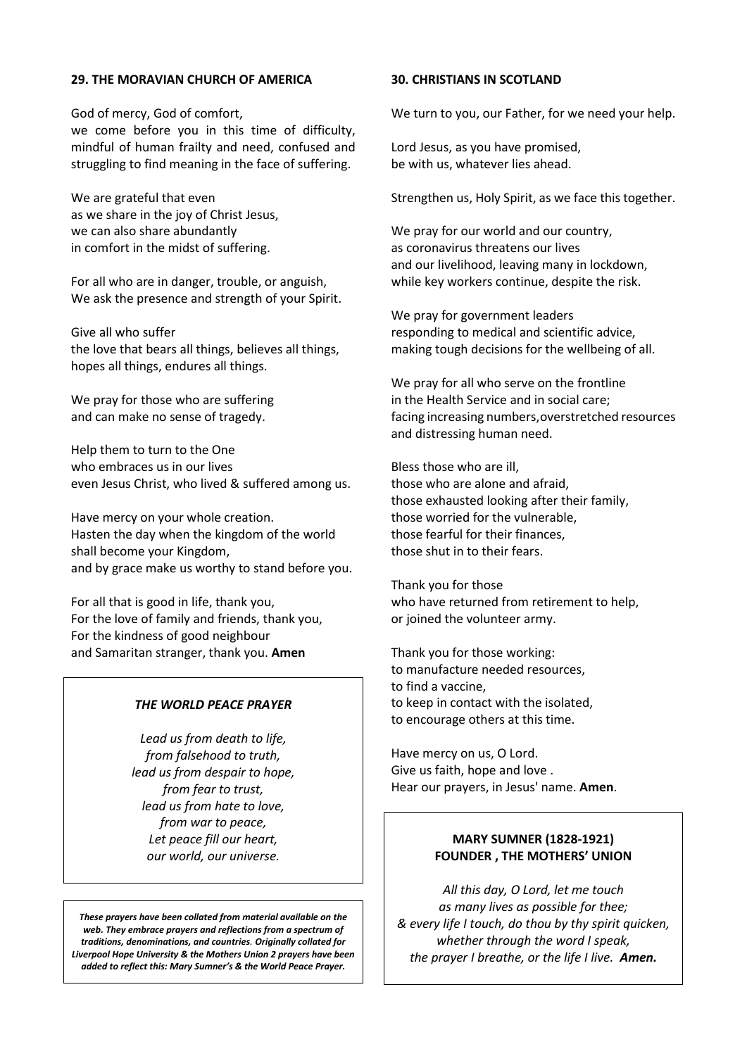## 29. THE MORAVIAN CHURCH OF AMERICA

God of mercy, God of comfort,
we come before you in this time of difficulty, mindful of human frailty and need, confused and struggling to find meaning in the face of suffering.

We are grateful that even
as we share in the joy of Christ Jesus,
we can also share abundantly
in comfort in the midst of suffering.

For all who are in danger, trouble, or anguish,
We ask the presence and strength of your Spirit.

Give all who suffer
the love that bears all things, believes all things, hopes all things, endures all things.

We pray for those who are suffering
and can make no sense of tragedy.

Help them to turn to the One
who embraces us in our lives
even Jesus Christ, who lived & suffered among us.

Have mercy on your whole creation.
Hasten the day when the kingdom of the world
shall become your Kingdom,
and by grace make us worthy to stand before you.

For all that is good in life, thank you,
For the love of family and friends, thank you,
For the kindness of good neighbour
and Samaritan stranger, thank you. **Amen**

***THE WORLD PEACE PRAYER***

*Lead us from death to life,*
*from falsehood to truth,*
*lead us from despair to hope,*
*from fear to trust,*
*lead us from hate to love,*
*from war to peace,*
*Let peace fill our heart,*
*our world, our universe.*

***These prayers have been collated from material available on the web. They embrace prayers and reflections from a spectrum of traditions, denominations, and countries. Originally collated for Liverpool Hope University & the Mothers Union 2 prayers have been added to reflect this: Mary Sumner's & the World Peace Prayer.***

## 30. CHRISTIANS IN SCOTLAND

We turn to you, our Father, for we need your help.

Lord Jesus, as you have promised,
be with us, whatever lies ahead.

Strengthen us, Holy Spirit, as we face this together.

We pray for our world and our country,
as coronavirus threatens our lives
and our livelihood, leaving many in lockdown,
while key workers continue, despite the risk.

We pray for government leaders
responding to medical and scientific advice,
making tough decisions for the wellbeing of all.

We pray for all who serve on the frontline
in the Health Service and in social care;
facing increasing numbers,overstretched resources and distressing human need.

Bless those who are ill,
those who are alone and afraid,
those exhausted looking after their family,
those worried for the vulnerable,
those fearful for their finances,
those shut in to their fears.

Thank you for those
who have returned from retirement to help,
or joined the volunteer army.

Thank you for those working:
to manufacture needed resources,
to find a vaccine,
to keep in contact with the isolated,
to encourage others at this time.

Have mercy on us, O Lord.
Give us faith, hope and love .
Hear our prayers, in Jesus' name. **Amen**.

**MARY SUMNER (1828-1921)**
**FOUNDER , THE MOTHERS' UNION**

*All this day, O Lord, let me touch*
*as many lives as possible for thee;*
*& every life I touch, do thou by thy spirit quicken,*
*whether through the word I speak,*
*the prayer I breathe, or the life I live.* ***Amen.***